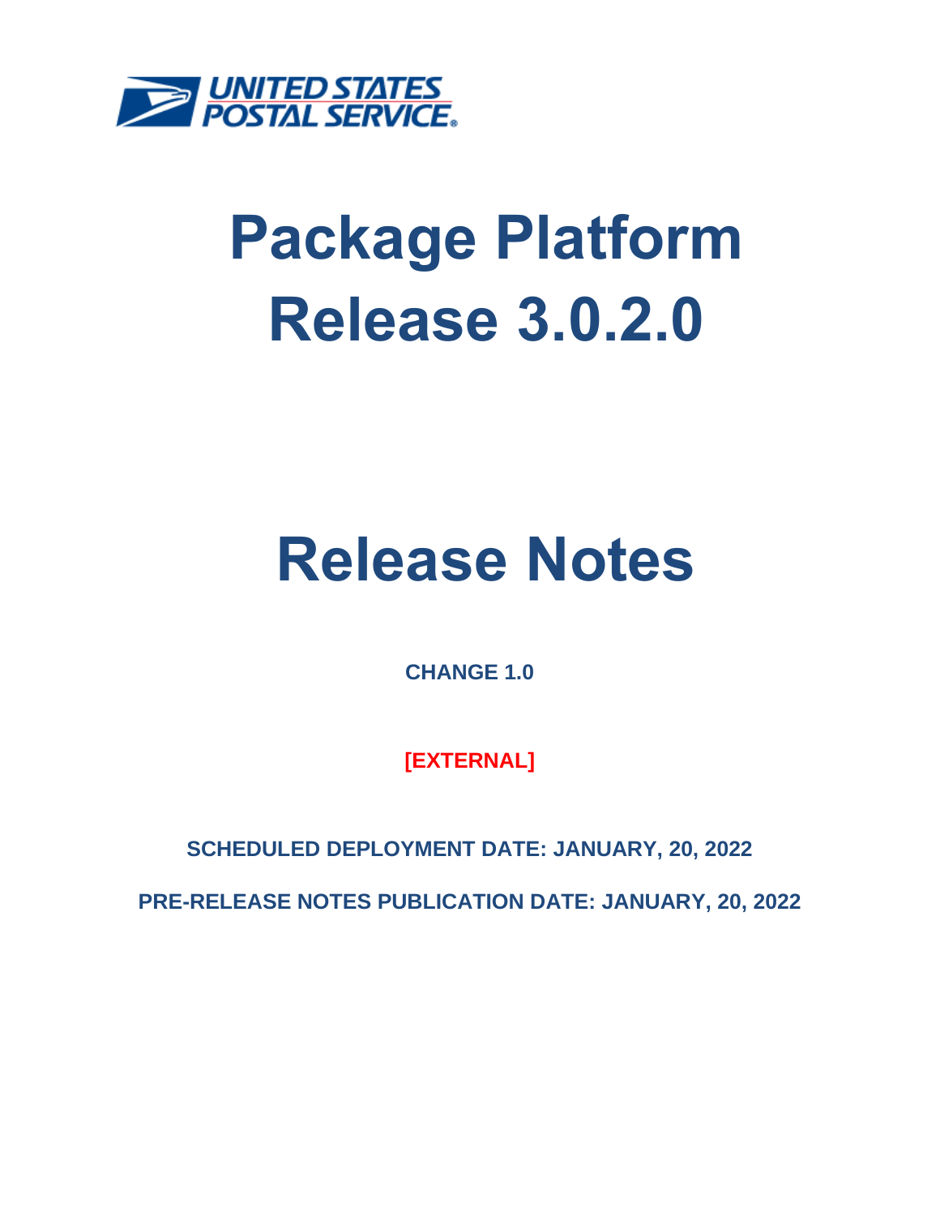UNITED STATES POSTAL SERVICE

# Package Platform Release 3.0.2.0

# Release Notes

**CHANGE 1.0**

**[EXTERNAL]**

**SCHEDULED DEPLOYMENT DATE: JANUARY, 20, 2022**

**PRE-RELEASE NOTES PUBLICATION DATE: JANUARY, 20, 2022**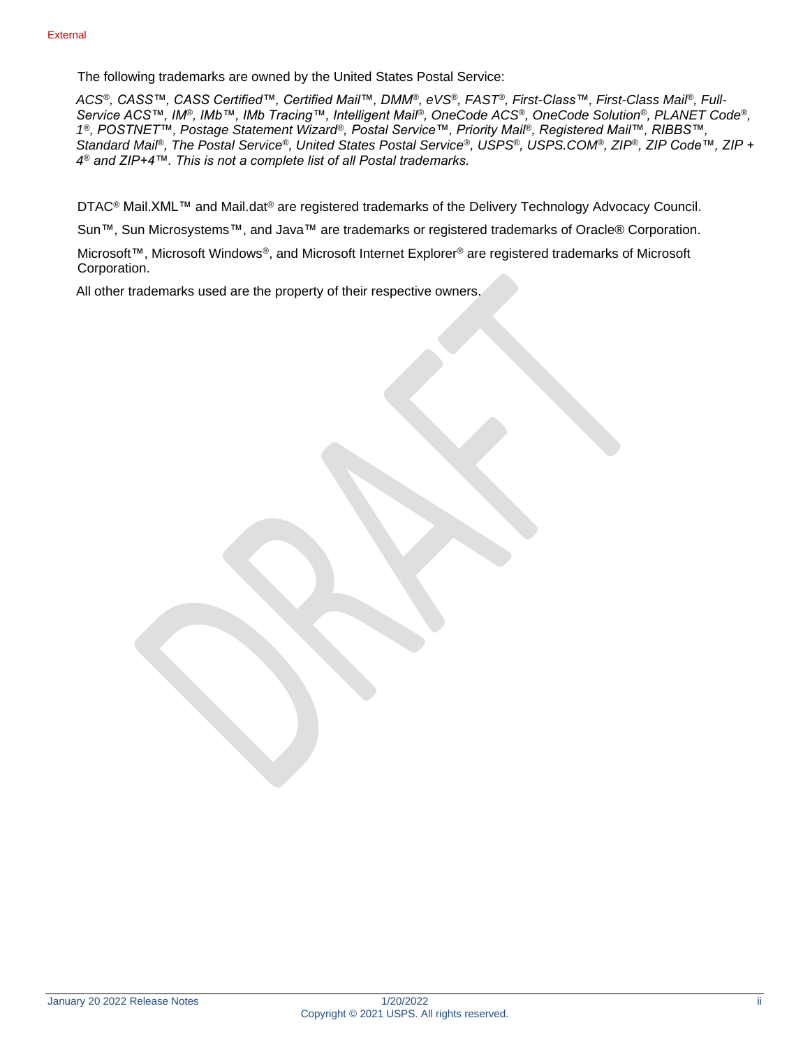The following trademarks are owned by the United States Postal Service:

*ACS®, CASS™, CASS Certified™, Certified Mail™, DMM®, eVS®, FAST®, First-Class™, First-Class Mail®, Full-Service ACS™, IM®, IMb™, IMb Tracing™, Intelligent Mail®, OneCode ACS®, OneCode Solution®, PLANET Code®, 1®, POSTNET™, Postage Statement Wizard®, Postal Service™, Priority Mail®, Registered Mail™, RIBBS™, Standard Mail®, The Postal Service®, United States Postal Service®, USPS®, USPS.COM®, ZIP®, ZIP Code™, ZIP + 4® and ZIP+4™. This is not a complete list of all Postal trademarks.*

DTAC® Mail.XML™ and Mail.dat® are registered trademarks of the Delivery Technology Advocacy Council.

Sun™, Sun Microsystems™, and Java™ are trademarks or registered trademarks of Oracle® Corporation.

Microsoft™, Microsoft Windows®, and Microsoft Internet Explorer® are registered trademarks of Microsoft Corporation.

All other trademarks used are the property of their respective owners.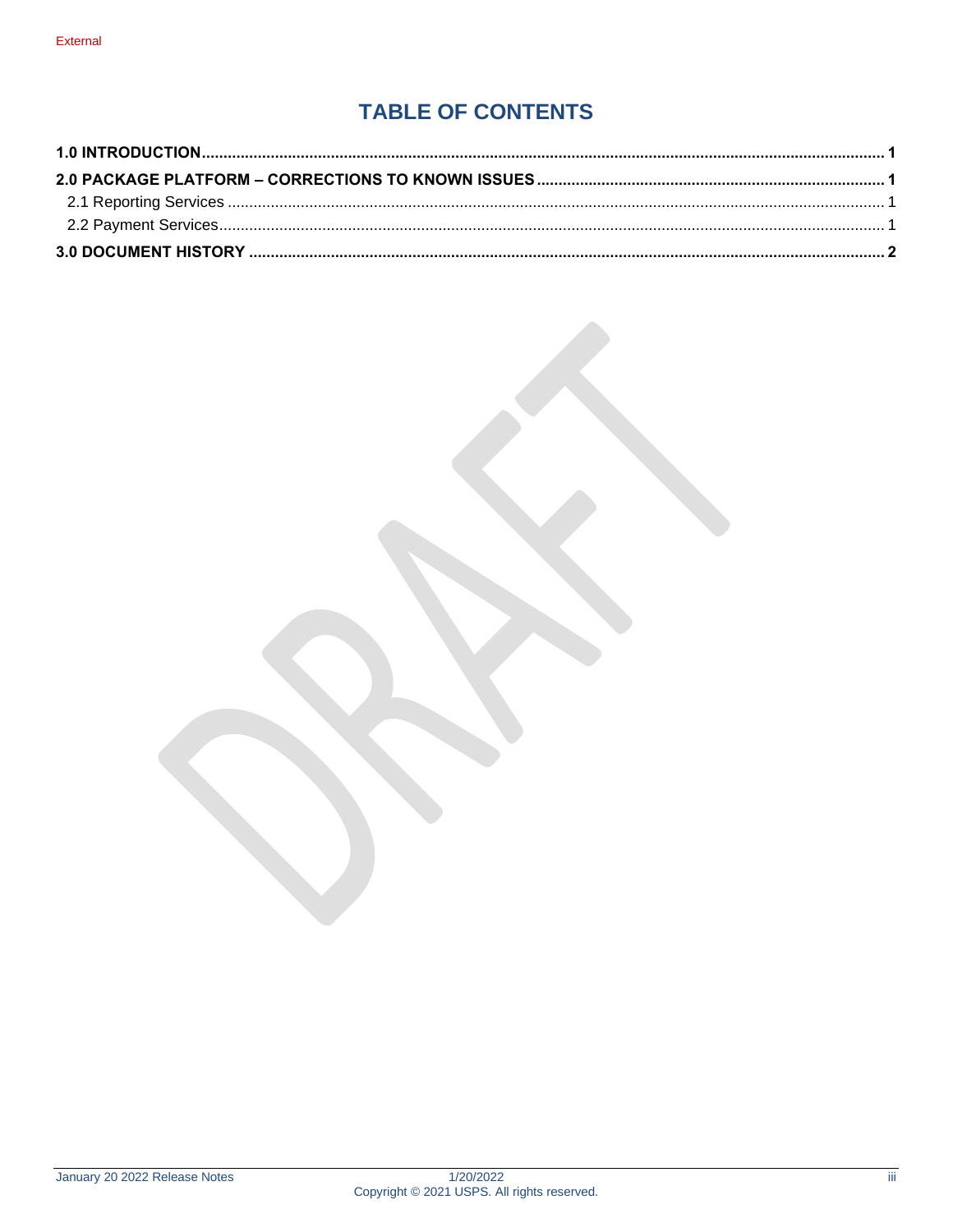# TABLE OF CONTENTS

**1.0 INTRODUCTION** .......... **1**

**2.0 PACKAGE PLATFORM – CORRECTIONS TO KNOWN ISSUES** .......... **1**

- 2.1 Reporting Services .......... 1
- 2.2 Payment Services .......... 1

**3.0 DOCUMENT HISTORY** .......... **2**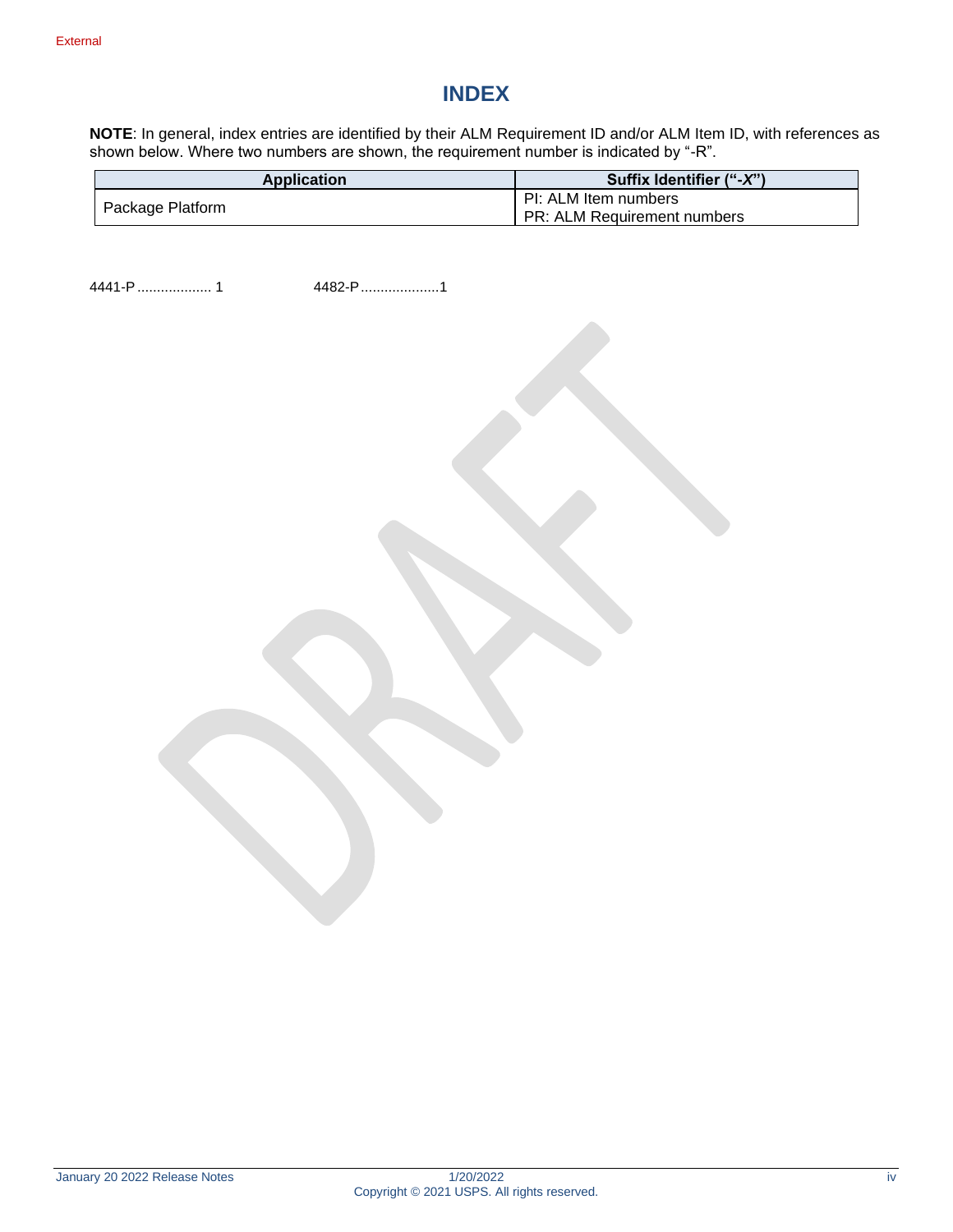# INDEX

**NOTE**: In general, index entries are identified by their ALM Requirement ID and/or ALM Item ID, with references as shown below. Where two numbers are shown, the requirement number is indicated by "-R".

| Application | Suffix Identifier ("-*X*") |
| --- | --- |
| Package Platform | PI: ALM Item numbers<br>PR: ALM Requirement numbers |

4441-P .................. 1

4482-P ...................1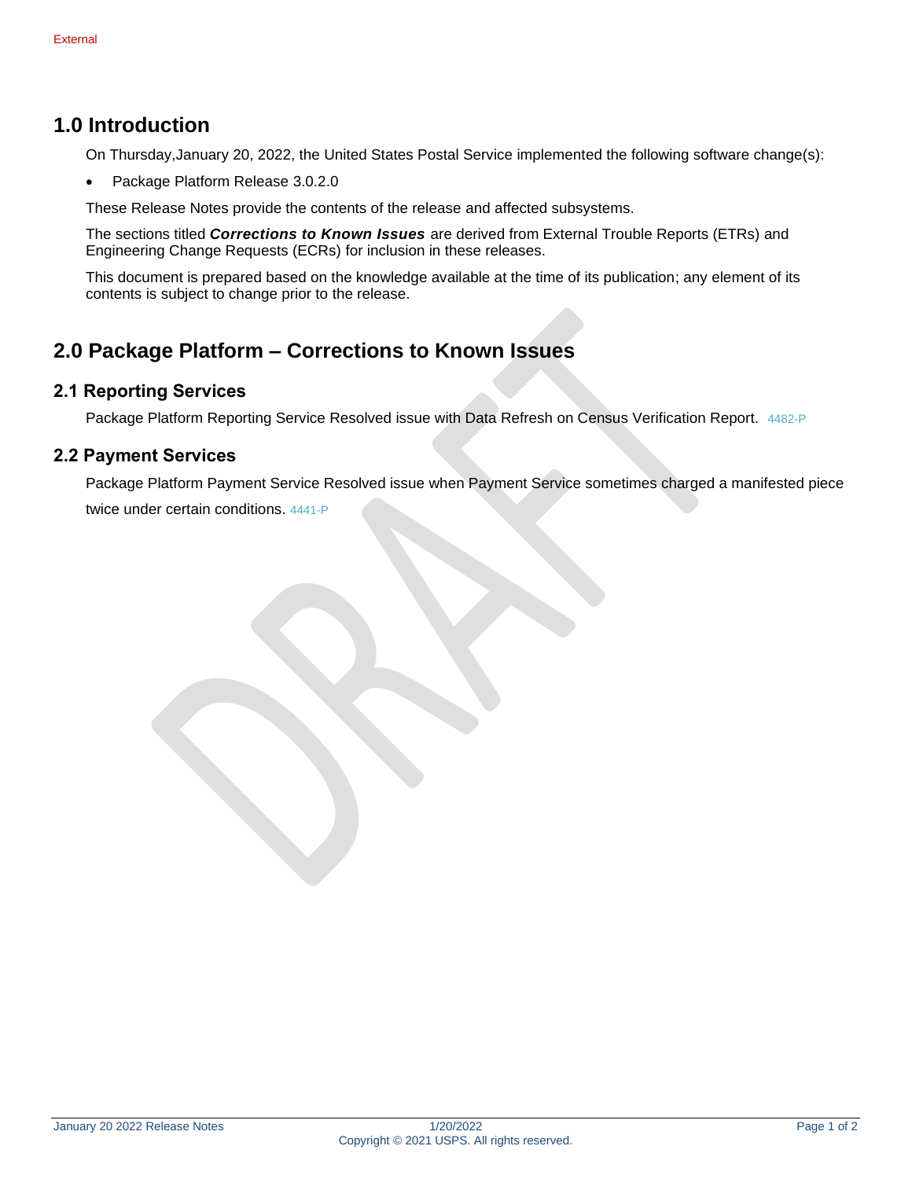External

# 1.0 Introduction

On Thursday,January 20, 2022, the United States Postal Service implemented the following software change(s):

- Package Platform Release 3.0.2.0

These Release Notes provide the contents of the release and affected subsystems.

The sections titled ***Corrections to Known Issues*** are derived from External Trouble Reports (ETRs) and Engineering Change Requests (ECRs) for inclusion in these releases.

This document is prepared based on the knowledge available at the time of its publication; any element of its contents is subject to change prior to the release.

# 2.0 Package Platform – Corrections to Known Issues

## 2.1 Reporting Services

Package Platform Reporting Service Resolved issue with Data Refresh on Census Verification Report. 4482-P

## 2.2 Payment Services

Package Platform Payment Service Resolved issue when Payment Service sometimes charged a manifested piece twice under certain conditions. 4441-P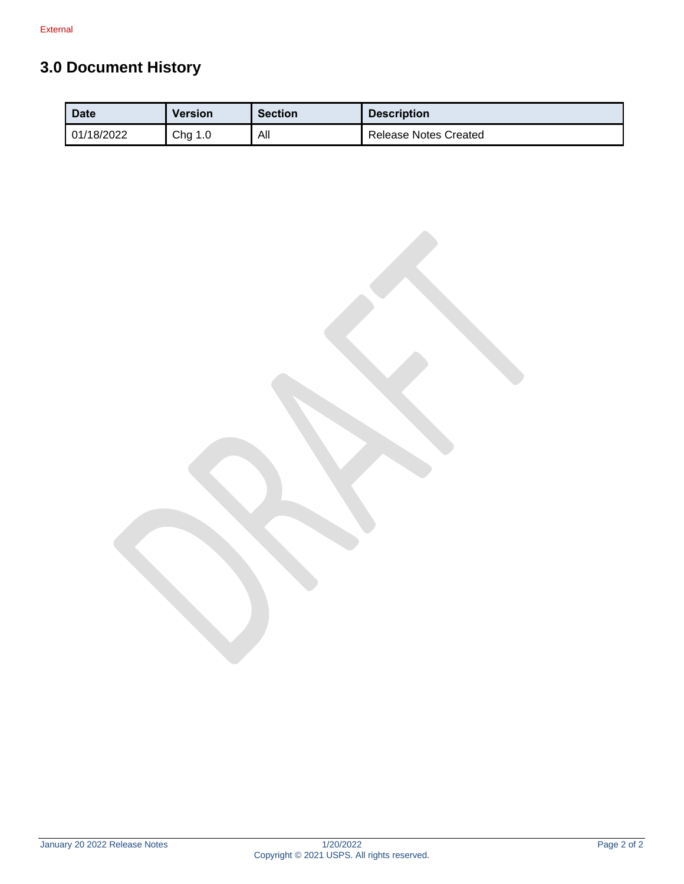External

## 3.0 Document History

| Date | Version | Section | Description |
|---|---|---|---|
| 01/18/2022 | Chg 1.0 | All | Release Notes Created |